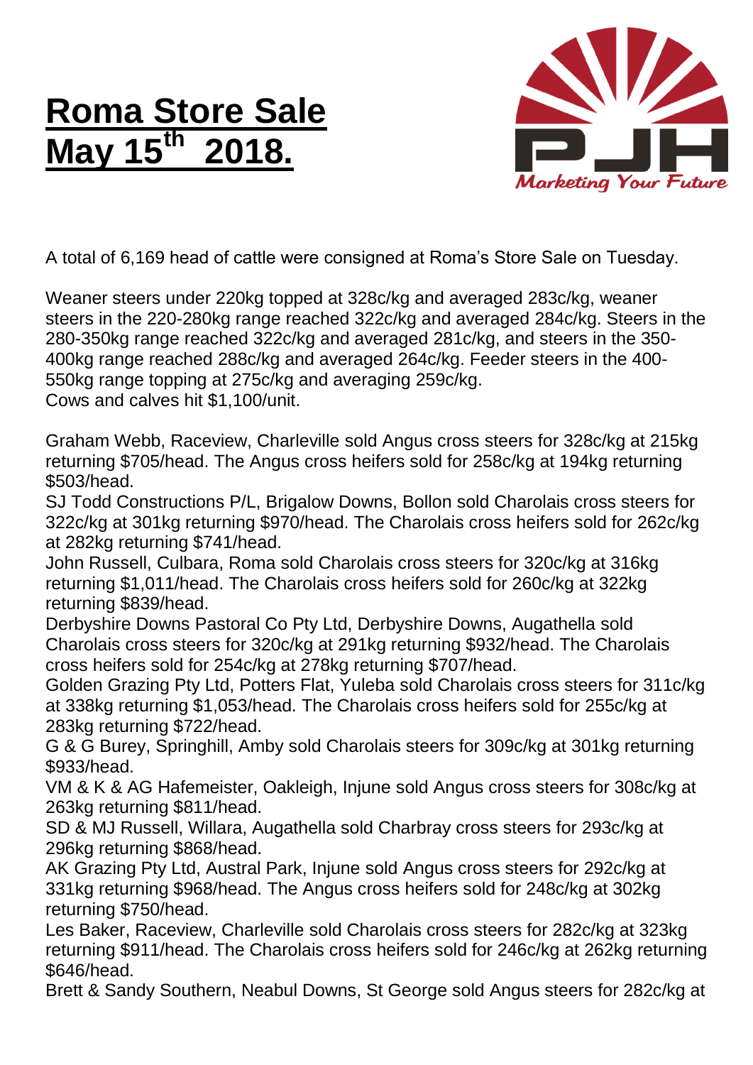# Roma Store Sale May 15th 2018.

A total of 6,169 head of cattle were consigned at Roma's Store Sale on Tuesday.

Weaner steers under 220kg topped at 328c/kg and averaged 283c/kg, weaner steers in the 220-280kg range reached 322c/kg and averaged 284c/kg. Steers in the 280-350kg range reached 322c/kg and averaged 281c/kg, and steers in the 350-400kg range reached 288c/kg and averaged 264c/kg. Feeder steers in the 400-550kg range topping at 275c/kg and averaging 259c/kg.
Cows and calves hit $1,100/unit.

Graham Webb, Raceview, Charleville sold Angus cross steers for 328c/kg at 215kg returning $705/head. The Angus cross heifers sold for 258c/kg at 194kg returning $503/head.
SJ Todd Constructions P/L, Brigalow Downs, Bollon sold Charolais cross steers for 322c/kg at 301kg returning $970/head. The Charolais cross heifers sold for 262c/kg at 282kg returning $741/head.
John Russell, Culbara, Roma sold Charolais cross steers for 320c/kg at 316kg returning $1,011/head. The Charolais cross heifers sold for 260c/kg at 322kg returning $839/head.
Derbyshire Downs Pastoral Co Pty Ltd, Derbyshire Downs, Augathella sold Charolais cross steers for 320c/kg at 291kg returning $932/head. The Charolais cross heifers sold for 254c/kg at 278kg returning $707/head.
Golden Grazing Pty Ltd, Potters Flat, Yuleba sold Charolais cross steers for 311c/kg at 338kg returning $1,053/head. The Charolais cross heifers sold for 255c/kg at 283kg returning $722/head.
G & G Burey, Springhill, Amby sold Charolais steers for 309c/kg at 301kg returning $933/head.
VM & K & AG Hafemeister, Oakleigh, Injune sold Angus cross steers for 308c/kg at 263kg returning $811/head.
SD & MJ Russell, Willara, Augathella sold Charbray cross steers for 293c/kg at 296kg returning $868/head.
AK Grazing Pty Ltd, Austral Park, Injune sold Angus cross steers for 292c/kg at 331kg returning $968/head. The Angus cross heifers sold for 248c/kg at 302kg returning $750/head.
Les Baker, Raceview, Charleville sold Charolais cross steers for 282c/kg at 323kg returning $911/head. The Charolais cross heifers sold for 246c/kg at 262kg returning $646/head.
Brett & Sandy Southern, Neabul Downs, St George sold Angus steers for 282c/kg at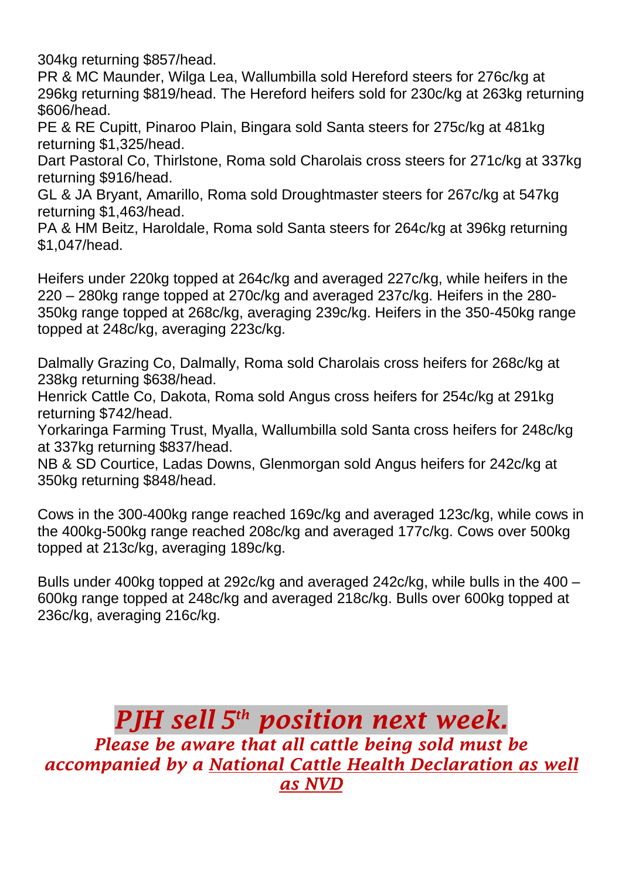304kg returning $857/head.
PR & MC Maunder, Wilga Lea, Wallumbilla sold Hereford steers for 276c/kg at 296kg returning $819/head. The Hereford heifers sold for 230c/kg at 263kg returning $606/head.
PE & RE Cupitt, Pinaroo Plain, Bingara sold Santa steers for 275c/kg at 481kg returning $1,325/head.
Dart Pastoral Co, Thirlstone, Roma sold Charolais cross steers for 271c/kg at 337kg returning $916/head.
GL & JA Bryant, Amarillo, Roma sold Droughtmaster steers for 267c/kg at 547kg returning $1,463/head.
PA & HM Beitz, Haroldale, Roma sold Santa steers for 264c/kg at 396kg returning $1,047/head.

Heifers under 220kg topped at 264c/kg and averaged 227c/kg, while heifers in the 220 – 280kg range topped at 270c/kg and averaged 237c/kg. Heifers in the 280-350kg range topped at 268c/kg, averaging 239c/kg. Heifers in the 350-450kg range topped at 248c/kg, averaging 223c/kg.

Dalmally Grazing Co, Dalmally, Roma sold Charolais cross heifers for 268c/kg at 238kg returning $638/head.
Henrick Cattle Co, Dakota, Roma sold Angus cross heifers for 254c/kg at 291kg returning $742/head.
Yorkaringa Farming Trust, Myalla, Wallumbilla sold Santa cross heifers for 248c/kg at 337kg returning $837/head.
NB & SD Courtice, Ladas Downs, Glenmorgan sold Angus heifers for 242c/kg at 350kg returning $848/head.

Cows in the 300-400kg range reached 169c/kg and averaged 123c/kg, while cows in the 400kg-500kg range reached 208c/kg and averaged 177c/kg. Cows over 500kg topped at 213c/kg, averaging 189c/kg.

Bulls under 400kg topped at 292c/kg and averaged 242c/kg, while bulls in the 400 – 600kg range topped at 248c/kg and averaged 218c/kg. Bulls over 600kg topped at 236c/kg, averaging 216c/kg.

## *PJH sell 5th position next week.*

***Please be aware that all cattle being sold must be accompanied by a National Cattle Health Declaration as well as NVD***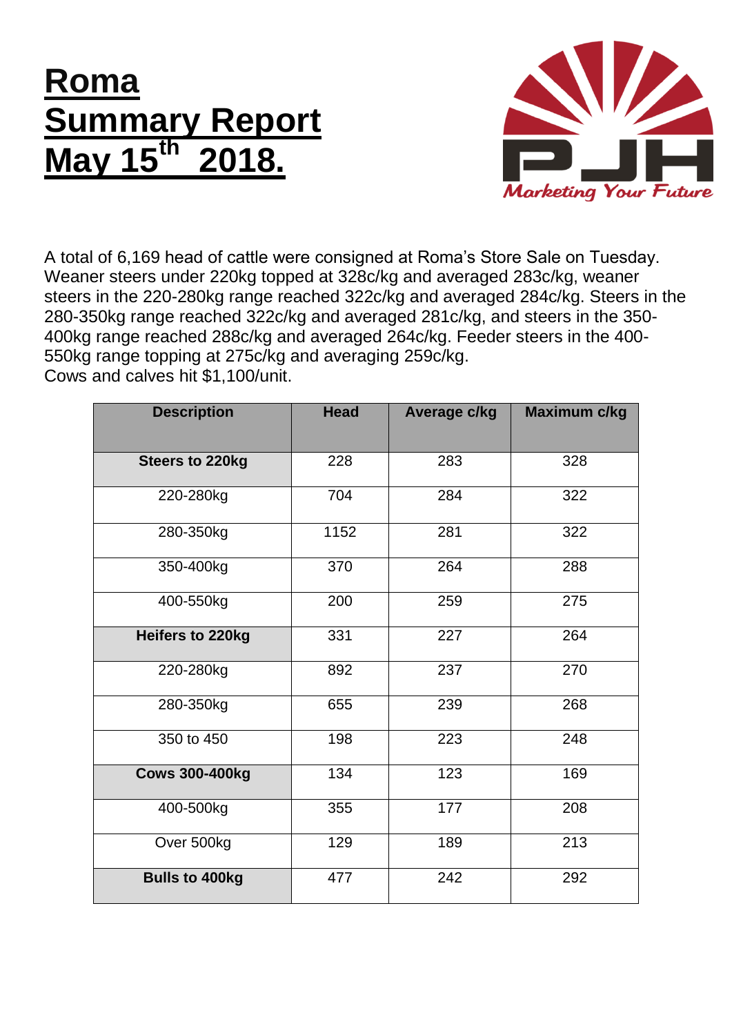# Roma Summary Report May 15th 2018.

Marketing Your Future

A total of 6,169 head of cattle were consigned at Roma's Store Sale on Tuesday. Weaner steers under 220kg topped at 328c/kg and averaged 283c/kg, weaner steers in the 220-280kg range reached 322c/kg and averaged 284c/kg. Steers in the 280-350kg range reached 322c/kg and averaged 281c/kg, and steers in the 350-400kg range reached 288c/kg and averaged 264c/kg. Feeder steers in the 400-550kg range topping at 275c/kg and averaging 259c/kg.
Cows and calves hit $1,100/unit.

| Description | Head | Average c/kg | Maximum c/kg |
|---|---|---|---|
| **Steers to 220kg** | 228 | 283 | 328 |
| 220-280kg | 704 | 284 | 322 |
| 280-350kg | 1152 | 281 | 322 |
| 350-400kg | 370 | 264 | 288 |
| 400-550kg | 200 | 259 | 275 |
| **Heifers to 220kg** | 331 | 227 | 264 |
| 220-280kg | 892 | 237 | 270 |
| 280-350kg | 655 | 239 | 268 |
| 350 to 450 | 198 | 223 | 248 |
| **Cows 300-400kg** | 134 | 123 | 169 |
| 400-500kg | 355 | 177 | 208 |
| Over 500kg | 129 | 189 | 213 |
| **Bulls to 400kg** | 477 | 242 | 292 |